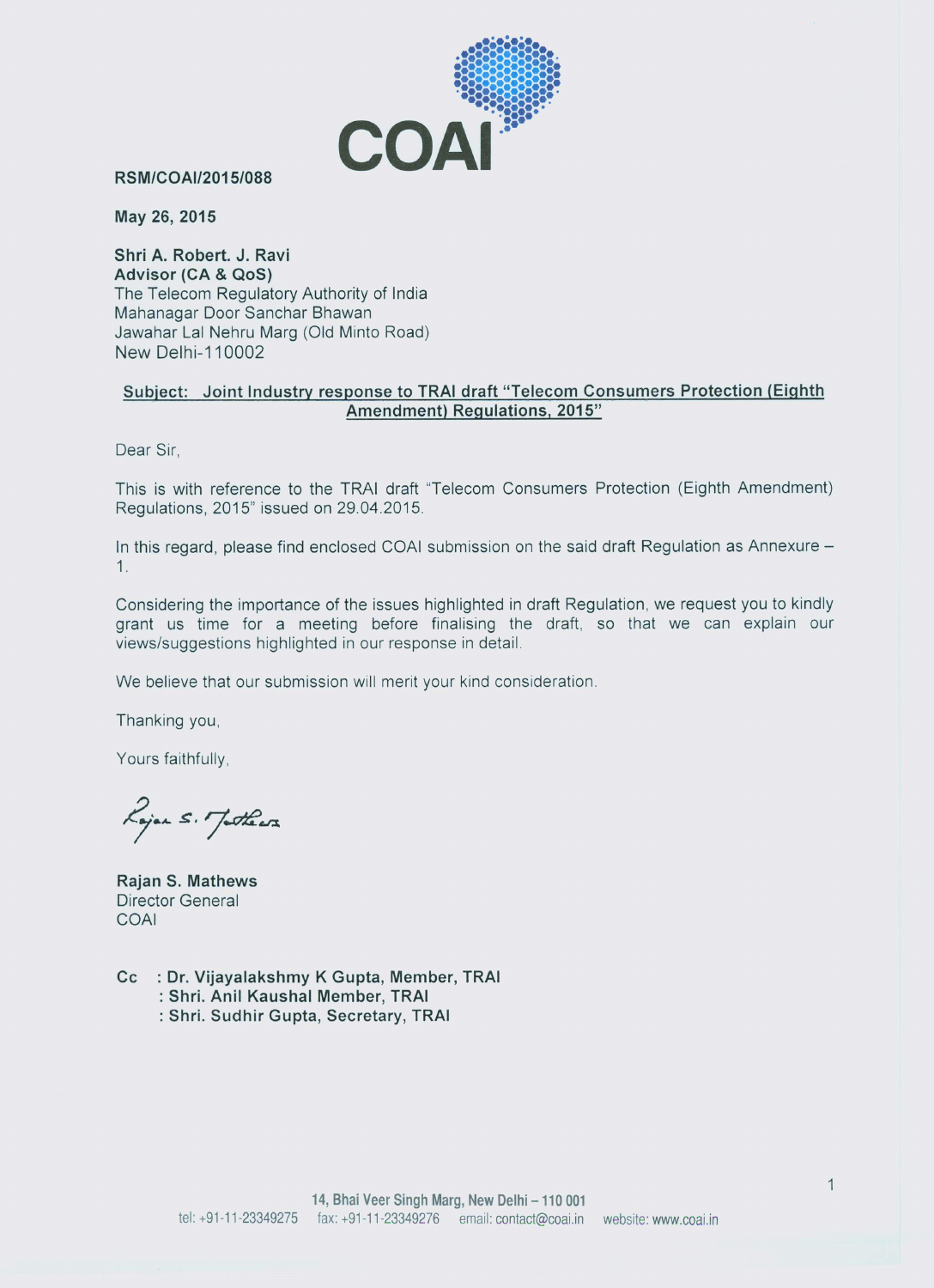COAI

**RSM/COAI/2015/088**

**May 26, 2015**

**Shri A. Robert. J. Ravi**
**Advisor (CA & QoS)**
The Telecom Regulatory Authority of India
Mahanagar Door Sanchar Bhawan
Jawahar Lal Nehru Marg (Old Minto Road)
New Delhi-110002

**Subject: Joint Industry response to TRAI draft "Telecom Consumers Protection (Eighth Amendment) Regulations, 2015"**

Dear Sir,

This is with reference to the TRAI draft "Telecom Consumers Protection (Eighth Amendment) Regulations, 2015" issued on 29.04.2015.

In this regard, please find enclosed COAI submission on the said draft Regulation as Annexure – 1.

Considering the importance of the issues highlighted in draft Regulation, we request you to kindly grant us time for a meeting before finalising the draft, so that we can explain our views/suggestions highlighted in our response in detail.

We believe that our submission will merit your kind consideration.

Thanking you,

Yours faithfully,

Rajan S. Mathews

**Rajan S. Mathews**
Director General
COAI

**Cc : Dr. Vijayalakshmy K Gupta, Member, TRAI**
**: Shri. Anil Kaushal Member, TRAI**
**: Shri. Sudhir Gupta, Secretary, TRAI**

**14, Bhai Veer Singh Marg, New Delhi – 110 001**
tel: +91-11-23349275 fax: +91-11-23349276 email: contact@coai.in website: www.coai.in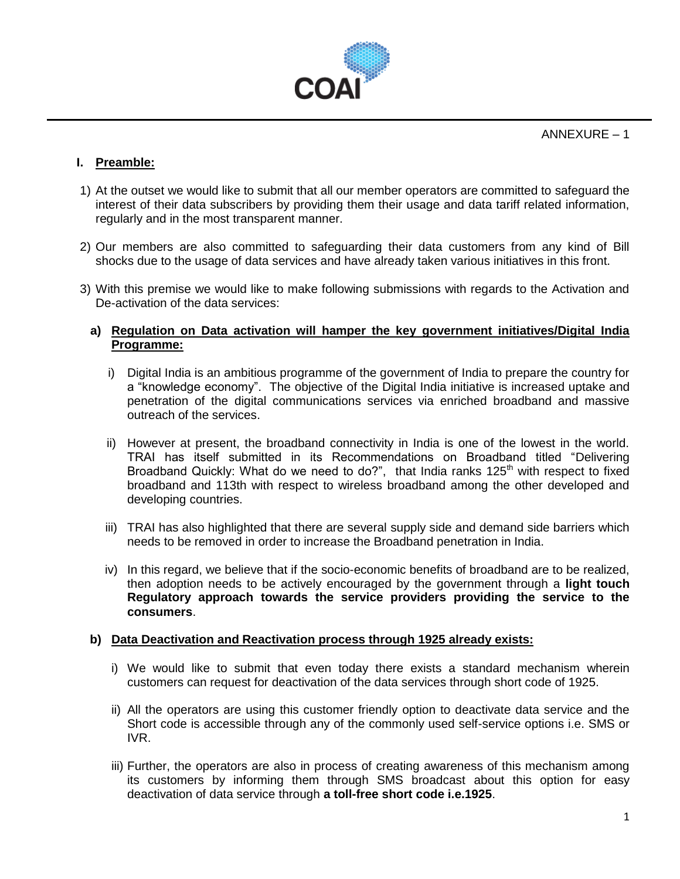ANNEXURE – 1

## I. Preamble:

1) At the outset we would like to submit that all our member operators are committed to safeguard the interest of their data subscribers by providing them their usage and data tariff related information, regularly and in the most transparent manner.

2) Our members are also committed to safeguarding their data customers from any kind of Bill shocks due to the usage of data services and have already taken various initiatives in this front.

3) With this premise we would like to make following submissions with regards to the Activation and De-activation of the data services:

### a) Regulation on Data activation will hamper the key government initiatives/Digital India Programme:

i) Digital India is an ambitious programme of the government of India to prepare the country for a "knowledge economy". The objective of the Digital India initiative is increased uptake and penetration of the digital communications services via enriched broadband and massive outreach of the services.

ii) However at present, the broadband connectivity in India is one of the lowest in the world. TRAI has itself submitted in its Recommendations on Broadband titled "Delivering Broadband Quickly: What do we need to do?", that India ranks 125th with respect to fixed broadband and 113th with respect to wireless broadband among the other developed and developing countries.

iii) TRAI has also highlighted that there are several supply side and demand side barriers which needs to be removed in order to increase the Broadband penetration in India.

iv) In this regard, we believe that if the socio-economic benefits of broadband are to be realized, then adoption needs to be actively encouraged by the government through a **light touch Regulatory approach towards the service providers providing the service to the consumers**.

### b) Data Deactivation and Reactivation process through 1925 already exists:

i) We would like to submit that even today there exists a standard mechanism wherein customers can request for deactivation of the data services through short code of 1925.

ii) All the operators are using this customer friendly option to deactivate data service and the Short code is accessible through any of the commonly used self-service options i.e. SMS or IVR.

iii) Further, the operators are also in process of creating awareness of this mechanism among its customers by informing them through SMS broadcast about this option for easy deactivation of data service through **a toll-free short code i.e.1925**.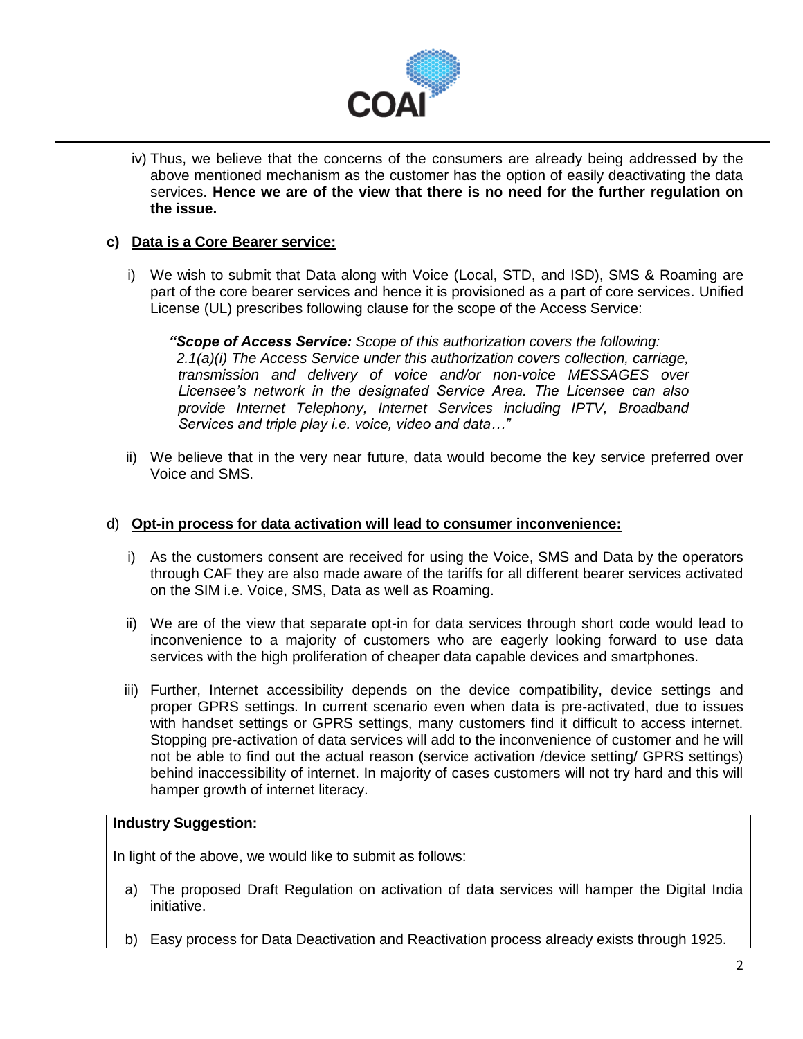iv) Thus, we believe that the concerns of the consumers are already being addressed by the above mentioned mechanism as the customer has the option of easily deactivating the data services. **Hence we are of the view that there is no need for the further regulation on the issue.**

**c) Data is a Core Bearer service:**

i) We wish to submit that Data along with Voice (Local, STD, and ISD), SMS & Roaming are part of the core bearer services and hence it is provisioned as a part of core services. Unified License (UL) prescribes following clause for the scope of the Access Service:

> ***"Scope of Access Service:*** *Scope of this authorization covers the following: 2.1(a)(i) The Access Service under this authorization covers collection, carriage, transmission and delivery of voice and/or non-voice MESSAGES over Licensee's network in the designated Service Area. The Licensee can also provide Internet Telephony, Internet Services including IPTV, Broadband Services and triple play i.e. voice, video and data…"*

ii) We believe that in the very near future, data would become the key service preferred over Voice and SMS.

d) **Opt-in process for data activation will lead to consumer inconvenience:**

i) As the customers consent are received for using the Voice, SMS and Data by the operators through CAF they are also made aware of the tariffs for all different bearer services activated on the SIM i.e. Voice, SMS, Data as well as Roaming.

ii) We are of the view that separate opt-in for data services through short code would lead to inconvenience to a majority of customers who are eagerly looking forward to use data services with the high proliferation of cheaper data capable devices and smartphones.

iii) Further, Internet accessibility depends on the device compatibility, device settings and proper GPRS settings. In current scenario even when data is pre-activated, due to issues with handset settings or GPRS settings, many customers find it difficult to access internet. Stopping pre-activation of data services will add to the inconvenience of customer and he will not be able to find out the actual reason (service activation /device setting/ GPRS settings) behind inaccessibility of internet. In majority of cases customers will not try hard and this will hamper growth of internet literacy.

**Industry Suggestion:**

In light of the above, we would like to submit as follows:

a) The proposed Draft Regulation on activation of data services will hamper the Digital India initiative.

b) Easy process for Data Deactivation and Reactivation process already exists through 1925.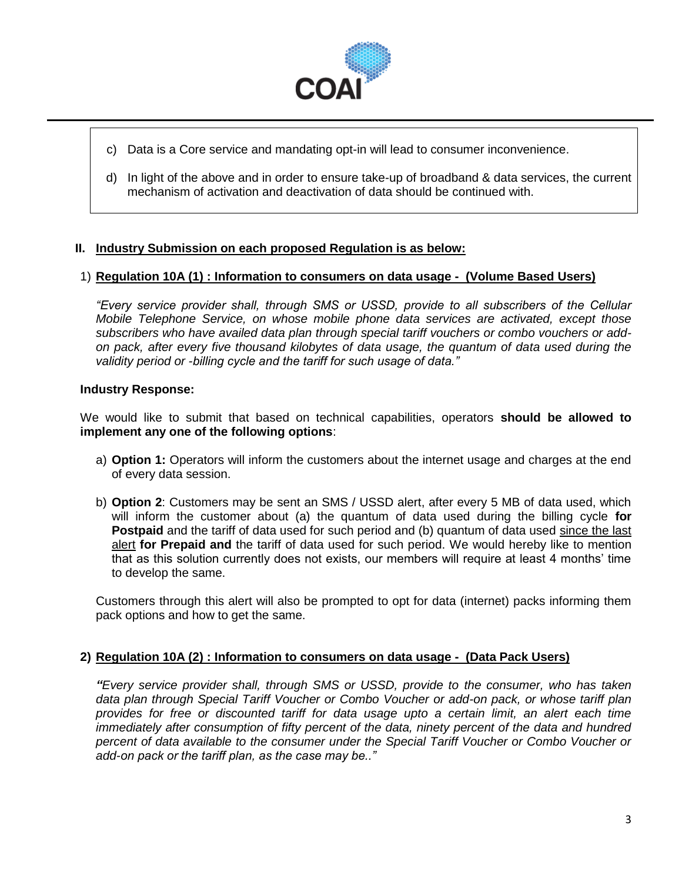c) Data is a Core service and mandating opt-in will lead to consumer inconvenience.

d) In light of the above and in order to ensure take-up of broadband & data services, the current mechanism of activation and deactivation of data should be continued with.

## II. Industry Submission on each proposed Regulation is as below:

### 1) Regulation 10A (1) : Information to consumers on data usage - (Volume Based Users)

*"Every service provider shall, through SMS or USSD, provide to all subscribers of the Cellular Mobile Telephone Service, on whose mobile phone data services are activated, except those subscribers who have availed data plan through special tariff vouchers or combo vouchers or add-on pack, after every five thousand kilobytes of data usage, the quantum of data used during the validity period or -billing cycle and the tariff for such usage of data."*

**Industry Response:**

We would like to submit that based on technical capabilities, operators **should be allowed to implement any one of the following options**:

a) **Option 1:** Operators will inform the customers about the internet usage and charges at the end of every data session.

b) **Option 2**: Customers may be sent an SMS / USSD alert, after every 5 MB of data used, which will inform the customer about (a) the quantum of data used during the billing cycle **for Postpaid** and the tariff of data used for such period and (b) quantum of data used since the last alert **for Prepaid and** the tariff of data used for such period. We would hereby like to mention that as this solution currently does not exists, our members will require at least 4 months' time to develop the same.

Customers through this alert will also be prompted to opt for data (internet) packs informing them pack options and how to get the same.

### 2) Regulation 10A (2) : Information to consumers on data usage - (Data Pack Users)

***"****Every service provider shall, through SMS or USSD, provide to the consumer, who has taken data plan through Special Tariff Voucher or Combo Voucher or add-on pack, or whose tariff plan provides for free or discounted tariff for data usage upto a certain limit, an alert each time immediately after consumption of fifty percent of the data, ninety percent of the data and hundred percent of data available to the consumer under the Special Tariff Voucher or Combo Voucher or add-on pack or the tariff plan, as the case may be.."*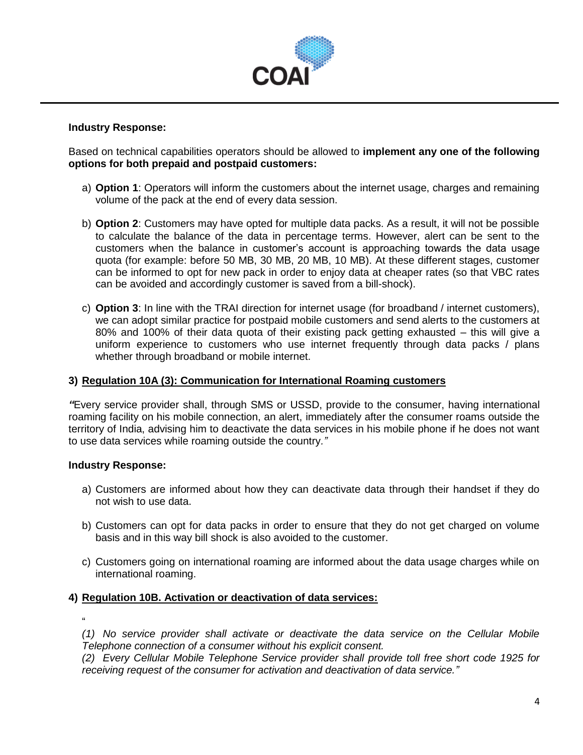**Industry Response:**

Based on technical capabilities operators should be allowed to **implement any one of the following options for both prepaid and postpaid customers:**

a) **Option 1**: Operators will inform the customers about the internet usage, charges and remaining volume of the pack at the end of every data session.

b) **Option 2**: Customers may have opted for multiple data packs. As a result, it will not be possible to calculate the balance of the data in percentage terms. However, alert can be sent to the customers when the balance in customer's account is approaching towards the data usage quota (for example: before 50 MB, 30 MB, 20 MB, 10 MB). At these different stages, customer can be informed to opt for new pack in order to enjoy data at cheaper rates (so that VBC rates can be avoided and accordingly customer is saved from a bill-shock).

c) **Option 3**: In line with the TRAI direction for internet usage (for broadband / internet customers), we can adopt similar practice for postpaid mobile customers and send alerts to the customers at 80% and 100% of their data quota of their existing pack getting exhausted – this will give a uniform experience to customers who use internet frequently through data packs / plans whether through broadband or mobile internet.

**3) Regulation 10A (3): Communication for International Roaming customers**

*"*Every service provider shall, through SMS or USSD, provide to the consumer, having international roaming facility on his mobile connection, an alert, immediately after the consumer roams outside the territory of India, advising him to deactivate the data services in his mobile phone if he does not want to use data services while roaming outside the country.*"*

**Industry Response:**

a) Customers are informed about how they can deactivate data through their handset if they do not wish to use data.

b) Customers can opt for data packs in order to ensure that they do not get charged on volume basis and in this way bill shock is also avoided to the customer.

c) Customers going on international roaming are informed about the data usage charges while on international roaming.

**4) Regulation 10B. Activation or deactivation of data services:**

"

*(1) No service provider shall activate or deactivate the data service on the Cellular Mobile Telephone connection of a consumer without his explicit consent.*
*(2) Every Cellular Mobile Telephone Service provider shall provide toll free short code 1925 for receiving request of the consumer for activation and deactivation of data service."*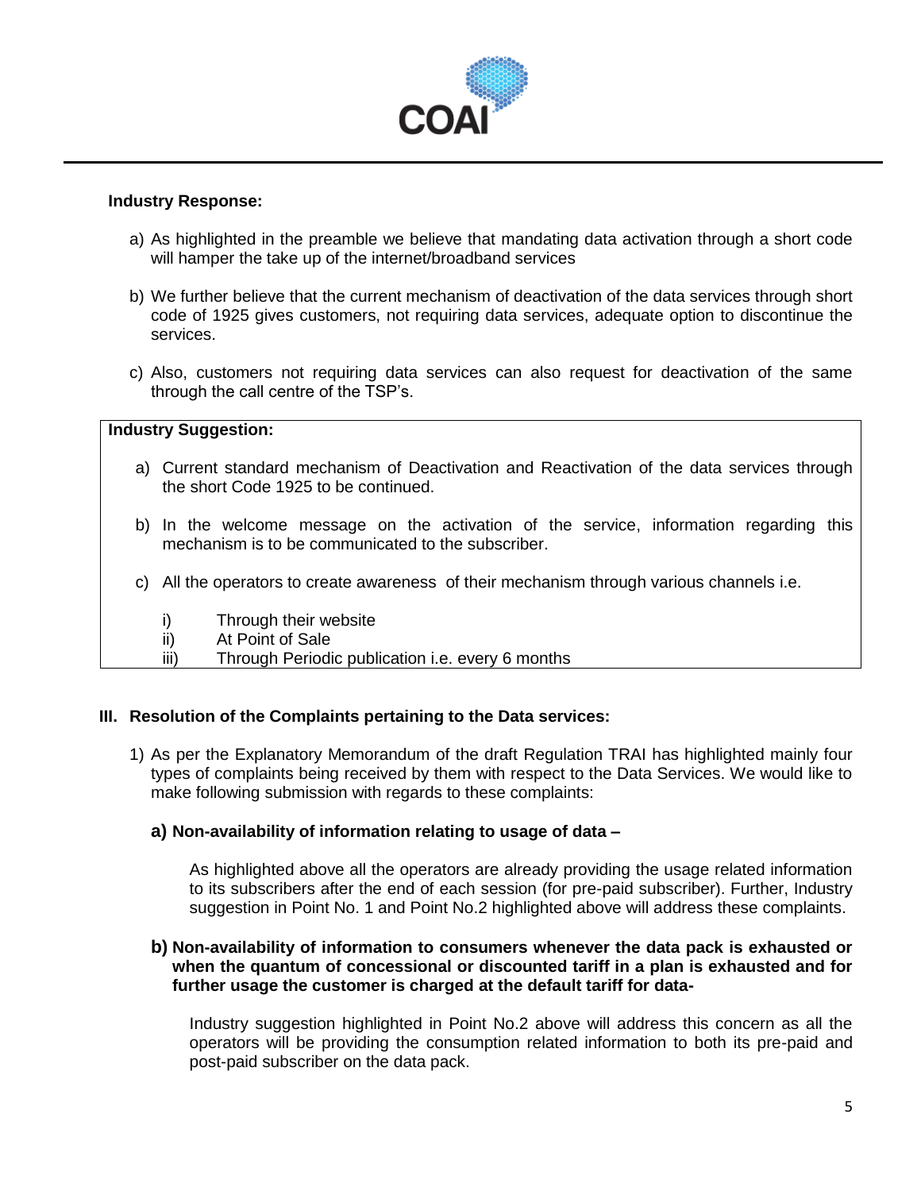**Industry Response:**

a) As highlighted in the preamble we believe that mandating data activation through a short code will hamper the take up of the internet/broadband services

b) We further believe that the current mechanism of deactivation of the data services through short code of 1925 gives customers, not requiring data services, adequate option to discontinue the services.

c) Also, customers not requiring data services can also request for deactivation of the same through the call centre of the TSP's.

**Industry Suggestion:**

a) Current standard mechanism of Deactivation and Reactivation of the data services through the short Code 1925 to be continued.

b) In the welcome message on the activation of the service, information regarding this mechanism is to be communicated to the subscriber.

c) All the operators to create awareness of their mechanism through various channels i.e.

   i) Through their website
   ii) At Point of Sale
   iii) Through Periodic publication i.e. every 6 months

### III. Resolution of the Complaints pertaining to the Data services:

1) As per the Explanatory Memorandum of the draft Regulation TRAI has highlighted mainly four types of complaints being received by them with respect to the Data Services. We would like to make following submission with regards to these complaints:

   **a) Non-availability of information relating to usage of data –**

   As highlighted above all the operators are already providing the usage related information to its subscribers after the end of each session (for pre-paid subscriber). Further, Industry suggestion in Point No. 1 and Point No.2 highlighted above will address these complaints.

   **b) Non-availability of information to consumers whenever the data pack is exhausted or when the quantum of concessional or discounted tariff in a plan is exhausted and for further usage the customer is charged at the default tariff for data-**

   Industry suggestion highlighted in Point No.2 above will address this concern as all the operators will be providing the consumption related information to both its pre-paid and post-paid subscriber on the data pack.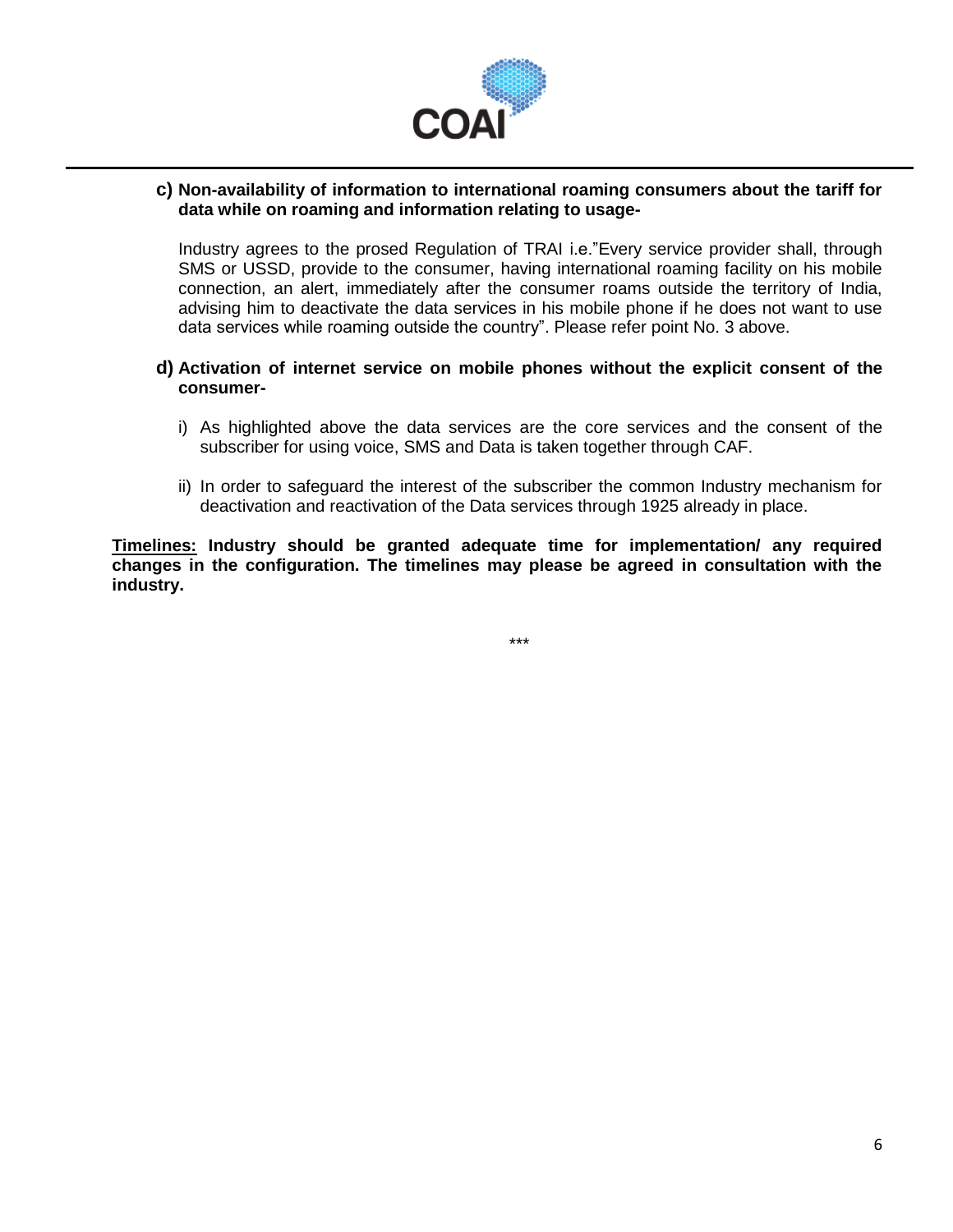**c) Non-availability of information to international roaming consumers about the tariff for data while on roaming and information relating to usage-**

Industry agrees to the prosed Regulation of TRAI i.e."Every service provider shall, through SMS or USSD, provide to the consumer, having international roaming facility on his mobile connection, an alert, immediately after the consumer roams outside the territory of India, advising him to deactivate the data services in his mobile phone if he does not want to use data services while roaming outside the country". Please refer point No. 3 above.

**d) Activation of internet service on mobile phones without the explicit consent of the consumer-**

i) As highlighted above the data services are the core services and the consent of the subscriber for using voice, SMS and Data is taken together through CAF.

ii) In order to safeguard the interest of the subscriber the common Industry mechanism for deactivation and reactivation of the Data services through 1925 already in place.

**Timelines:** **Industry should be granted adequate time for implementation/ any required changes in the configuration. The timelines may please be agreed in consultation with the industry.**

***